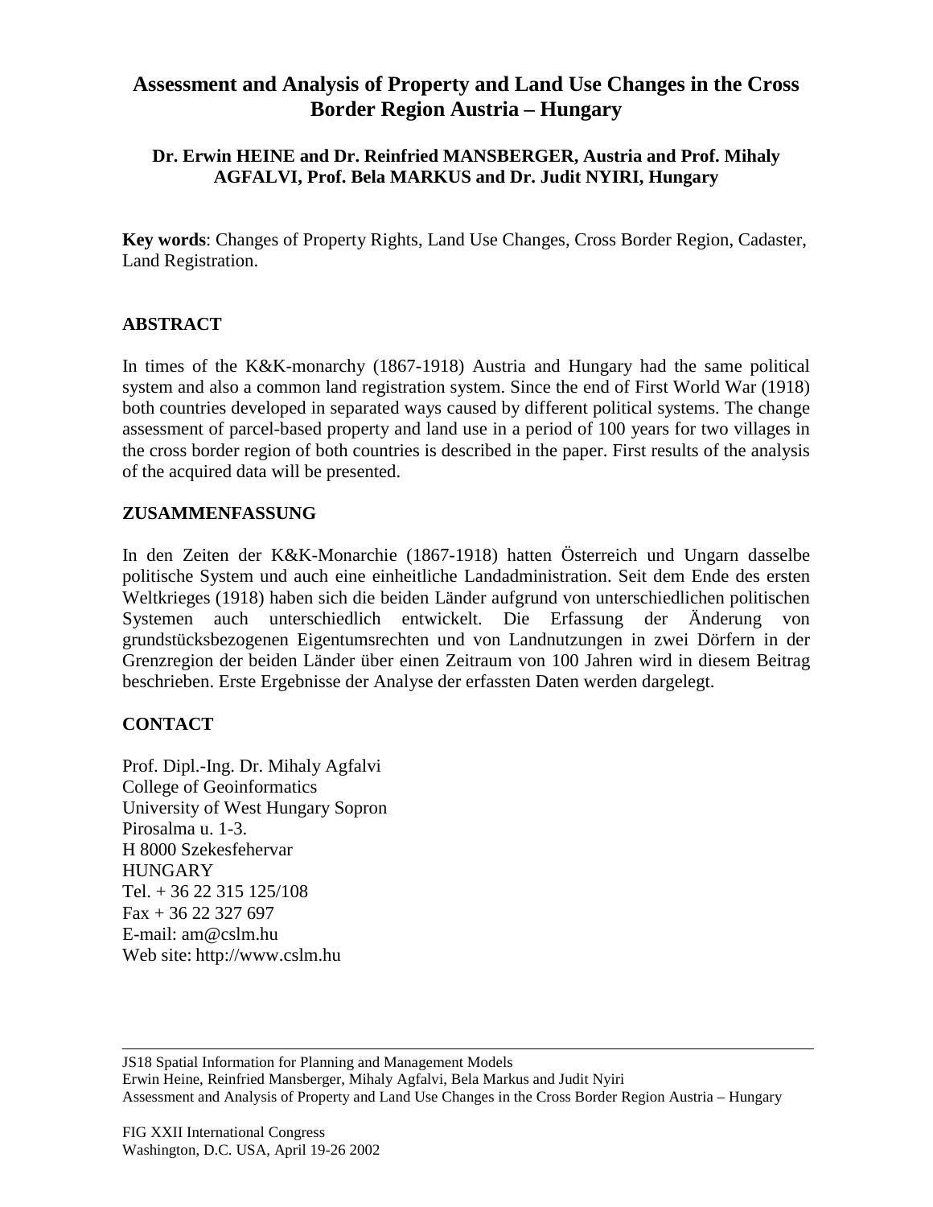# Assessment and Analysis of Property and Land Use Changes in the Cross Border Region Austria – Hungary

**Dr. Erwin HEINE and Dr. Reinfried MANSBERGER, Austria and Prof. Mihaly AGFALVI, Prof. Bela MARKUS and Dr. Judit NYIRI, Hungary**

**Key words**: Changes of Property Rights, Land Use Changes, Cross Border Region, Cadaster, Land Registration.

## ABSTRACT

In times of the K&K-monarchy (1867-1918) Austria and Hungary had the same political system and also a common land registration system. Since the end of First World War (1918) both countries developed in separated ways caused by different political systems. The change assessment of parcel-based property and land use in a period of 100 years for two villages in the cross border region of both countries is described in the paper. First results of the analysis of the acquired data will be presented.

## ZUSAMMENFASSUNG

In den Zeiten der K&K-Monarchie (1867-1918) hatten Österreich und Ungarn dasselbe politische System und auch eine einheitliche Landadministration. Seit dem Ende des ersten Weltkrieges (1918) haben sich die beiden Länder aufgrund von unterschiedlichen politischen Systemen auch unterschiedlich entwickelt. Die Erfassung der Änderung von grundstücksbezogenen Eigentumsrechten und von Landnutzungen in zwei Dörfern in der Grenzregion der beiden Länder über einen Zeitraum von 100 Jahren wird in diesem Beitrag beschrieben. Erste Ergebnisse der Analyse der erfassten Daten werden dargelegt.

## CONTACT

Prof. Dipl.-Ing. Dr. Mihaly Agfalvi
College of Geoinformatics
University of West Hungary Sopron
Pirosalma u. 1-3.
H 8000 Szekesfehervar
HUNGARY
Tel. + 36 22 315 125/108
Fax + 36 22 327 697
E-mail: am@cslm.hu
Web site: http://www.cslm.hu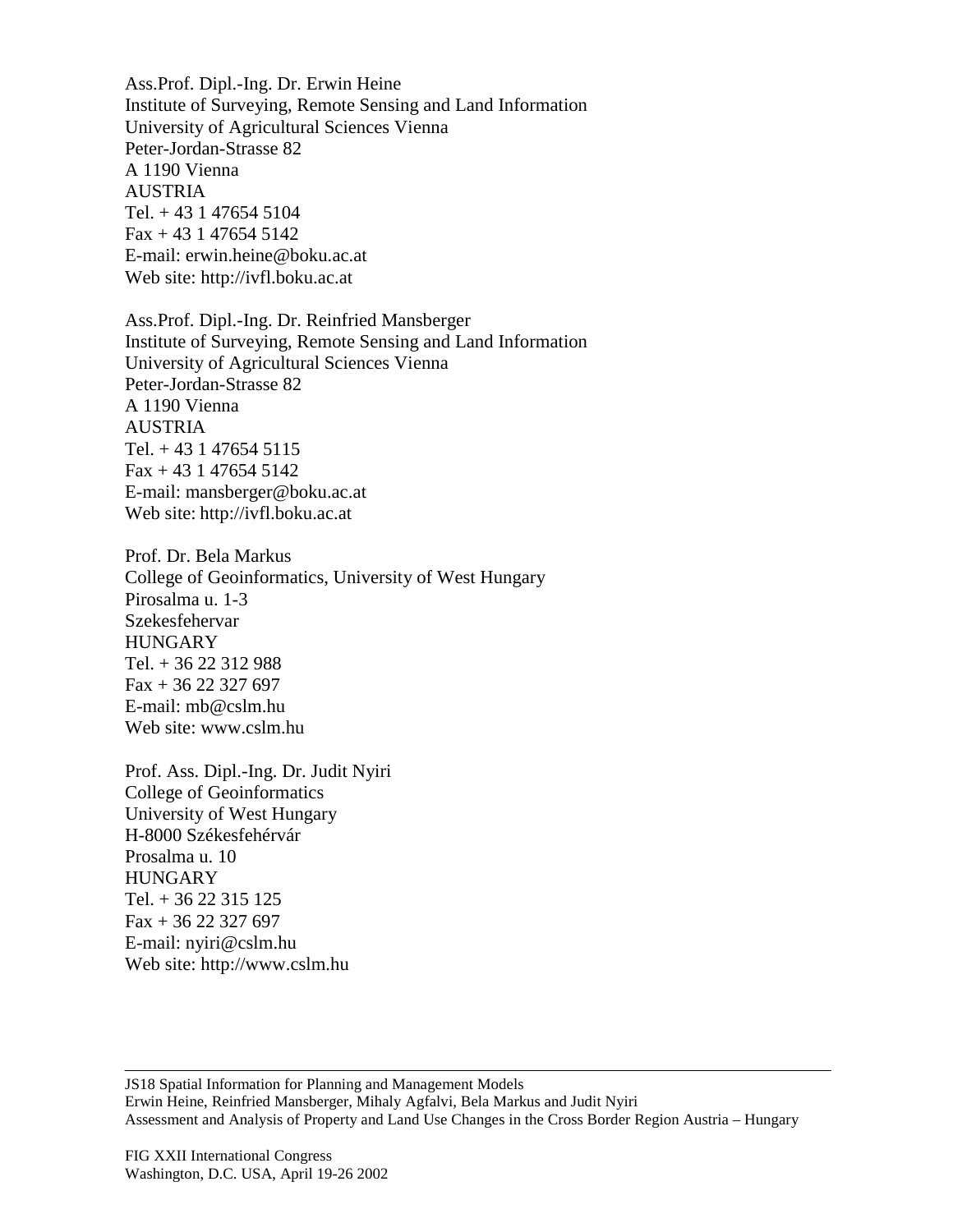Ass.Prof. Dipl.-Ing. Dr. Erwin Heine
Institute of Surveying, Remote Sensing and Land Information
University of Agricultural Sciences Vienna
Peter-Jordan-Strasse 82
A 1190 Vienna
AUSTRIA
Tel. + 43 1 47654 5104
Fax + 43 1 47654 5142
E-mail: erwin.heine@boku.ac.at
Web site: http://ivfl.boku.ac.at

Ass.Prof. Dipl.-Ing. Dr. Reinfried Mansberger
Institute of Surveying, Remote Sensing and Land Information
University of Agricultural Sciences Vienna
Peter-Jordan-Strasse 82
A 1190 Vienna
AUSTRIA
Tel. + 43 1 47654 5115
Fax + 43 1 47654 5142
E-mail: mansberger@boku.ac.at
Web site: http://ivfl.boku.ac.at

Prof. Dr. Bela Markus
College of Geoinformatics, University of West Hungary
Pirosalma u. 1-3
Szekesfehervar
HUNGARY
Tel. + 36 22 312 988
Fax + 36 22 327 697
E-mail: mb@cslm.hu
Web site: www.cslm.hu

Prof. Ass. Dipl.-Ing. Dr. Judit Nyiri
College of Geoinformatics
University of West Hungary
H-8000 Székesfehérvár
Prosalma u. 10
HUNGARY
Tel. + 36 22 315 125
Fax + 36 22 327 697
E-mail: nyiri@cslm.hu
Web site: http://www.cslm.hu